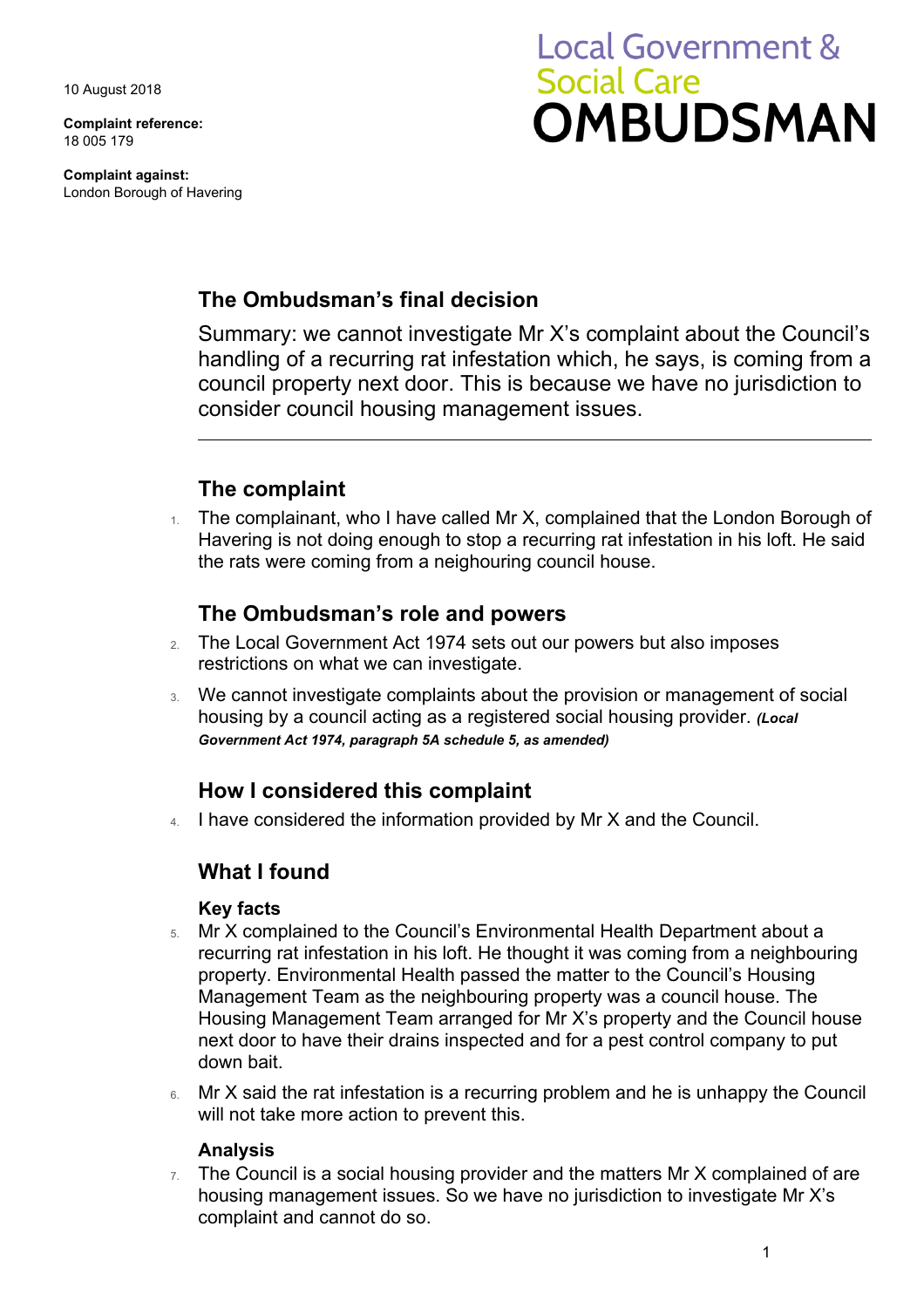10 August 2018

**Complaint reference:**
18 005 179

**Complaint against:**
London Borough of Havering

# Local Government & Social Care OMBUDSMAN

## The Ombudsman's final decision

Summary: we cannot investigate Mr X's complaint about the Council's handling of a recurring rat infestation which, he says, is coming from a council property next door. This is because we have no jurisdiction to consider council housing management issues.

## The complaint

1. The complainant, who I have called Mr X, complained that the London Borough of Havering is not doing enough to stop a recurring rat infestation in his loft. He said the rats were coming from a neighbouring council house.

## The Ombudsman's role and powers

2. The Local Government Act 1974 sets out our powers but also imposes restrictions on what we can investigate.
3. We cannot investigate complaints about the provision or management of social housing by a council acting as a registered social housing provider. ***(Local Government Act 1974, paragraph 5A schedule 5, as amended)***

## How I considered this complaint

4. I have considered the information provided by Mr X and the Council.

## What I found

### Key facts

5. Mr X complained to the Council's Environmental Health Department about a recurring rat infestation in his loft. He thought it was coming from a neighbouring property. Environmental Health passed the matter to the Council's Housing Management Team as the neighbouring property was a council house. The Housing Management Team arranged for Mr X's property and the Council house next door to have their drains inspected and for a pest control company to put down bait.
6. Mr X said the rat infestation is a recurring problem and he is unhappy the Council will not take more action to prevent this.

### Analysis

7. The Council is a social housing provider and the matters Mr X complained of are housing management issues. So we have no jurisdiction to investigate Mr X's complaint and cannot do so.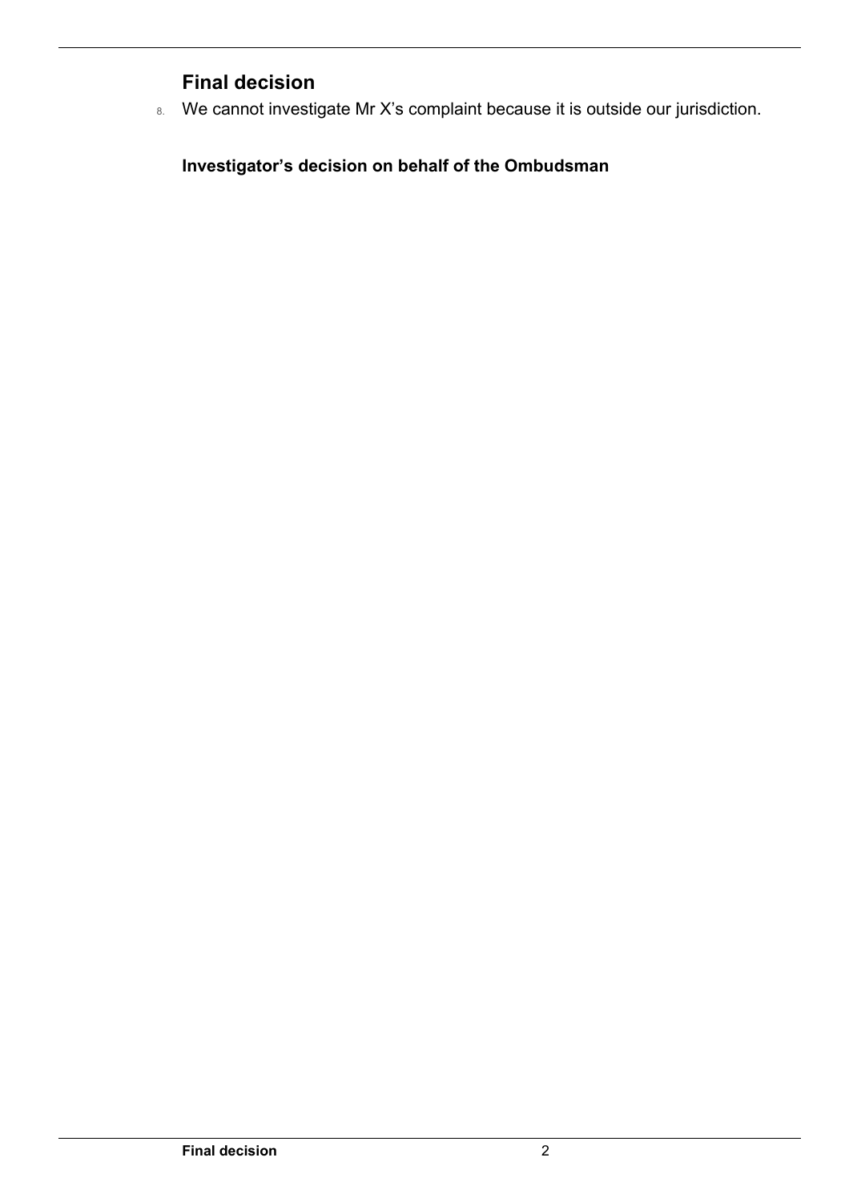## Final decision

8. We cannot investigate Mr X's complaint because it is outside our jurisdiction.

**Investigator's decision on behalf of the Ombudsman**